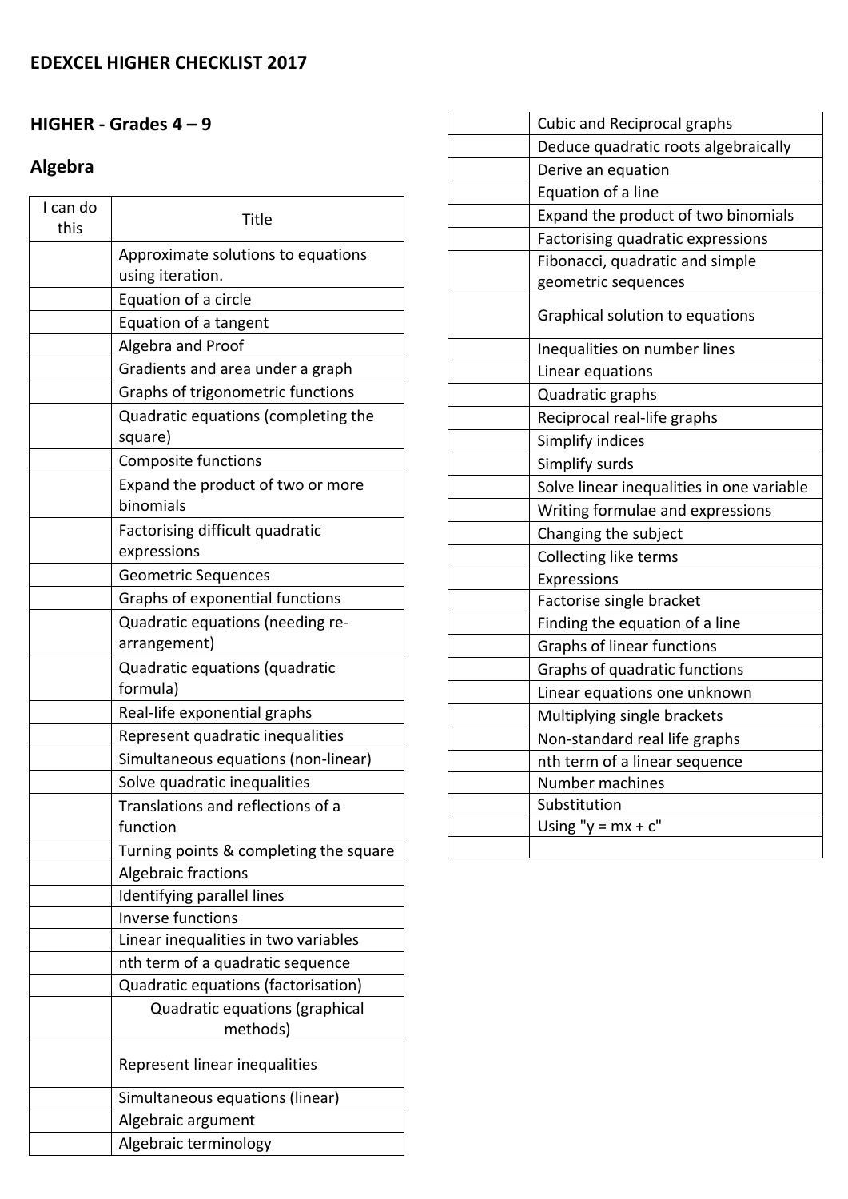# EDEXCEL HIGHER CHECKLIST 2017

## HIGHER - Grades 4 – 9

### Algebra

| I can do this | Title |
|---|---|
| | Approximate solutions to equations using iteration. |
| | Equation of a circle |
| | Equation of a tangent |
| | Algebra and Proof |
| | Gradients and area under a graph |
| | Graphs of trigonometric functions |
| | Quadratic equations (completing the square) |
| | Composite functions |
| | Expand the product of two or more binomials |
| | Factorising difficult quadratic expressions |
| | Geometric Sequences |
| | Graphs of exponential functions |
| | Quadratic equations (needing re-arrangement) |
| | Quadratic equations (quadratic formula) |
| | Real-life exponential graphs |
| | Represent quadratic inequalities |
| | Simultaneous equations (non-linear) |
| | Solve quadratic inequalities |
| | Translations and reflections of a function |
| | Turning points & completing the square |
| | Algebraic fractions |
| | Identifying parallel lines |
| | Inverse functions |
| | Linear inequalities in two variables |
| | nth term of a quadratic sequence |
| | Quadratic equations (factorisation) |
| | Quadratic equations (graphical methods) |
| | Represent linear inequalities |
| | Simultaneous equations (linear) |
| | Algebraic argument |
| | Algebraic terminology |
| | Cubic and Reciprocal graphs |
| | Deduce quadratic roots algebraically |
| | Derive an equation |
| | Equation of a line |
| | Expand the product of two binomials |
| | Factorising quadratic expressions |
| | Fibonacci, quadratic and simple geometric sequences |
| | Graphical solution to equations |
| | Inequalities on number lines |
| | Linear equations |
| | Quadratic graphs |
| | Reciprocal real-life graphs |
| | Simplify indices |
| | Simplify surds |
| | Solve linear inequalities in one variable |
| | Writing formulae and expressions |
| | Changing the subject |
| | Collecting like terms |
| | Expressions |
| | Factorise single bracket |
| | Finding the equation of a line |
| | Graphs of linear functions |
| | Graphs of quadratic functions |
| | Linear equations one unknown |
| | Multiplying single brackets |
| | Non-standard real life graphs |
| | nth term of a linear sequence |
| | Number machines |
| | Substitution |
| | Using "y = mx + c" |
| | |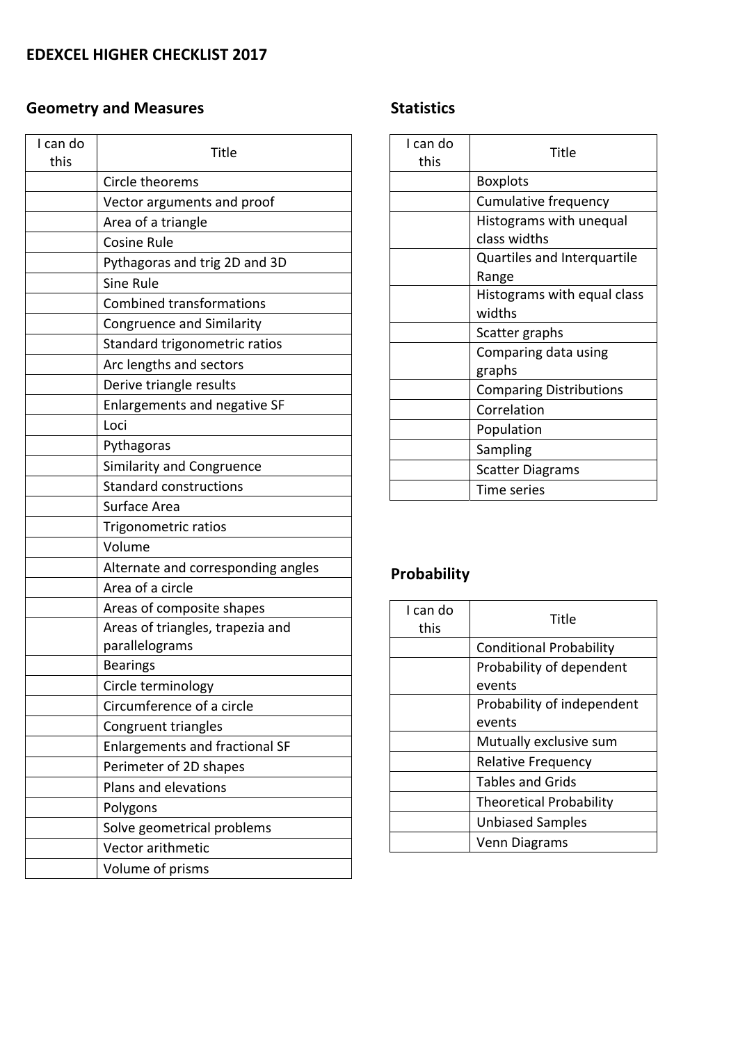**EDEXCEL HIGHER CHECKLIST 2017**

## Geometry and Measures

| I can do this | Title |
|---|---|
| | Circle theorems |
| | Vector arguments and proof |
| | Area of a triangle |
| | Cosine Rule |
| | Pythagoras and trig 2D and 3D |
| | Sine Rule |
| | Combined transformations |
| | Congruence and Similarity |
| | Standard trigonometric ratios |
| | Arc lengths and sectors |
| | Derive triangle results |
| | Enlargements and negative SF |
| | Loci |
| | Pythagoras |
| | Similarity and Congruence |
| | Standard constructions |
| | Surface Area |
| | Trigonometric ratios |
| | Volume |
| | Alternate and corresponding angles |
| | Area of a circle |
| | Areas of composite shapes |
| | Areas of triangles, trapezia and parallelograms |
| | Bearings |
| | Circle terminology |
| | Circumference of a circle |
| | Congruent triangles |
| | Enlargements and fractional SF |
| | Perimeter of 2D shapes |
| | Plans and elevations |
| | Polygons |
| | Solve geometrical problems |
| | Vector arithmetic |
| | Volume of prisms |

## Statistics

| I can do this | Title |
|---|---|
| | Boxplots |
| | Cumulative frequency |
| | Histograms with unequal class widths |
| | Quartiles and Interquartile Range |
| | Histograms with equal class widths |
| | Scatter graphs |
| | Comparing data using graphs |
| | Comparing Distributions |
| | Correlation |
| | Population |
| | Sampling |
| | Scatter Diagrams |
| | Time series |

## Probability

| I can do this | Title |
|---|---|
| | Conditional Probability |
| | Probability of dependent events |
| | Probability of independent events |
| | Mutually exclusive sum |
| | Relative Frequency |
| | Tables and Grids |
| | Theoretical Probability |
| | Unbiased Samples |
| | Venn Diagrams |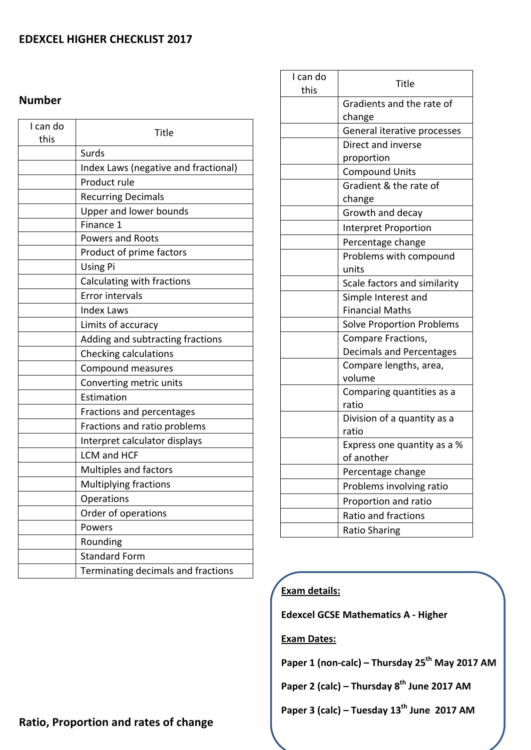## EDEXCEL HIGHER CHECKLIST 2017

### Number

| I can do this | Title |
|---|---|
| | Surds |
| | Index Laws (negative and fractional) |
| | Product rule |
| | Recurring Decimals |
| | Upper and lower bounds |
| | Finance 1 |
| | Powers and Roots |
| | Product of prime factors |
| | Using Pi |
| | Calculating with fractions |
| | Error intervals |
| | Index Laws |
| | Limits of accuracy |
| | Adding and subtracting fractions |
| | Checking calculations |
| | Compound measures |
| | Converting metric units |
| | Estimation |
| | Fractions and percentages |
| | Fractions and ratio problems |
| | Interpret calculator displays |
| | LCM and HCF |
| | Multiples and factors |
| | Multiplying fractions |
| | Operations |
| | Order of operations |
| | Powers |
| | Rounding |
| | Standard Form |
| | Terminating decimals and fractions |

### Ratio, Proportion and rates of change

| I can do this | Title |
|---|---|
| | Gradients and the rate of change |
| | General iterative processes |
| | Direct and inverse proportion |
| | Compound Units |
| | Gradient & the rate of change |
| | Growth and decay |
| | Interpret Proportion |
| | Percentage change |
| | Problems with compound units |
| | Scale factors and similarity |
| | Simple Interest and Financial Maths |
| | Solve Proportion Problems |
| | Compare Fractions, Decimals and Percentages |
| | Compare lengths, area, volume |
| | Comparing quantities as a ratio |
| | Division of a quantity as a ratio |
| | Express one quantity as a % of another |
| | Percentage change |
| | Problems involving ratio |
| | Proportion and ratio |
| | Ratio and fractions |
| | Ratio Sharing |

**Exam details:**

**Edexcel GCSE Mathematics A - Higher**

**Exam Dates:**

**Paper 1 (non-calc) – Thursday 25th May 2017 AM**

**Paper 2 (calc) – Thursday 8th June 2017 AM**

**Paper 3 (calc) – Tuesday 13th June 2017 AM**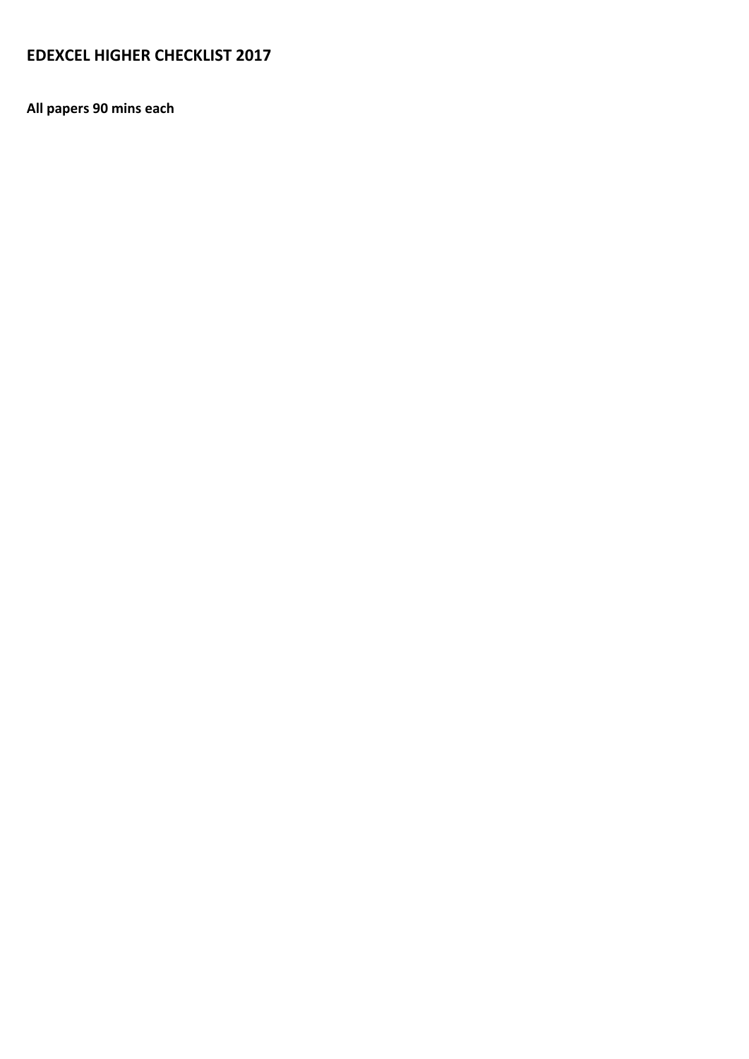**EDEXCEL HIGHER CHECKLIST 2017**

**All papers 90 mins each**